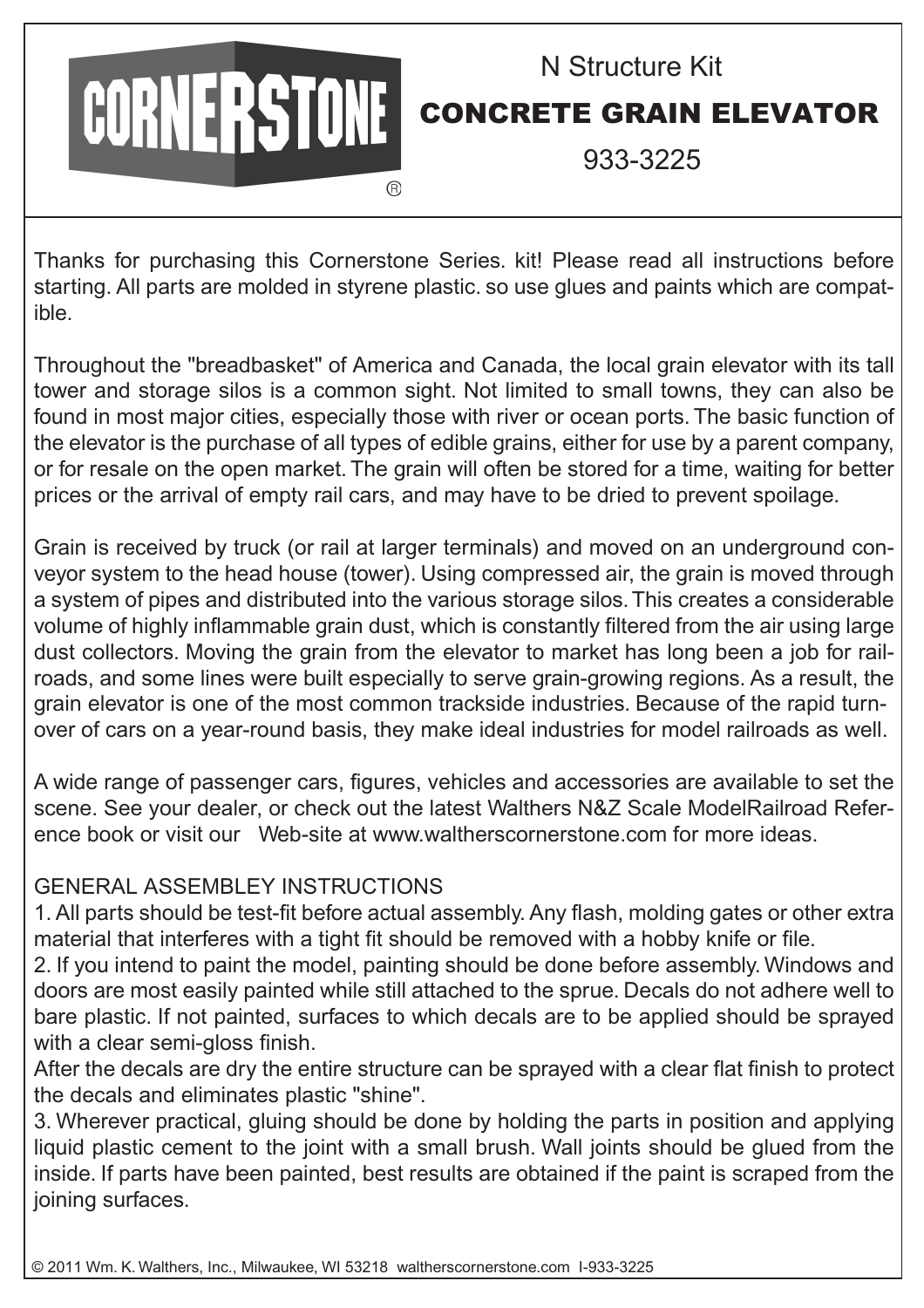CORNERSTONE®

N Structure Kit

# CONCRETE GRAIN ELEVATOR

933-3225

Thanks for purchasing this Cornerstone Series. kit! Please read all instructions before starting. All parts are molded in styrene plastic. so use glues and paints which are compatible.

Throughout the "breadbasket" of America and Canada, the local grain elevator with its tall tower and storage silos is a common sight. Not limited to small towns, they can also be found in most major cities, especially those with river or ocean ports. The basic function of the elevator is the purchase of all types of edible grains, either for use by a parent company, or for resale on the open market. The grain will often be stored for a time, waiting for better prices or the arrival of empty rail cars, and may have to be dried to prevent spoilage.

Grain is received by truck (or rail at larger terminals) and moved on an underground conveyor system to the head house (tower). Using compressed air, the grain is moved through a system of pipes and distributed into the various storage silos. This creates a considerable volume of highly inflammable grain dust, which is constantly filtered from the air using large dust collectors. Moving the grain from the elevator to market has long been a job for railroads, and some lines were built especially to serve grain-growing regions. As a result, the grain elevator is one of the most common trackside industries. Because of the rapid turnover of cars on a year-round basis, they make ideal industries for model railroads as well.

A wide range of passenger cars, figures, vehicles and accessories are available to set the scene. See your dealer, or check out the latest Walthers N&Z Scale ModelRailroad Reference book or visit our Web-site at www.waltherscornerstone.com for more ideas.

GENERAL ASSEMBLEY INSTRUCTIONS

1. All parts should be test-fit before actual assembly. Any flash, molding gates or other extra material that interferes with a tight fit should be removed with a hobby knife or file.
2. If you intend to paint the model, painting should be done before assembly. Windows and doors are most easily painted while still attached to the sprue. Decals do not adhere well to bare plastic. If not painted, surfaces to which decals are to be applied should be sprayed with a clear semi-gloss finish.
After the decals are dry the entire structure can be sprayed with a clear flat finish to protect the decals and eliminates plastic "shine".
3. Wherever practical, gluing should be done by holding the parts in position and applying liquid plastic cement to the joint with a small brush. Wall joints should be glued from the inside. If parts have been painted, best results are obtained if the paint is scraped from the joining surfaces.

© 2011 Wm. K. Walthers, Inc., Milwaukee, WI 53218 waltherscornerstone.com I-933-3225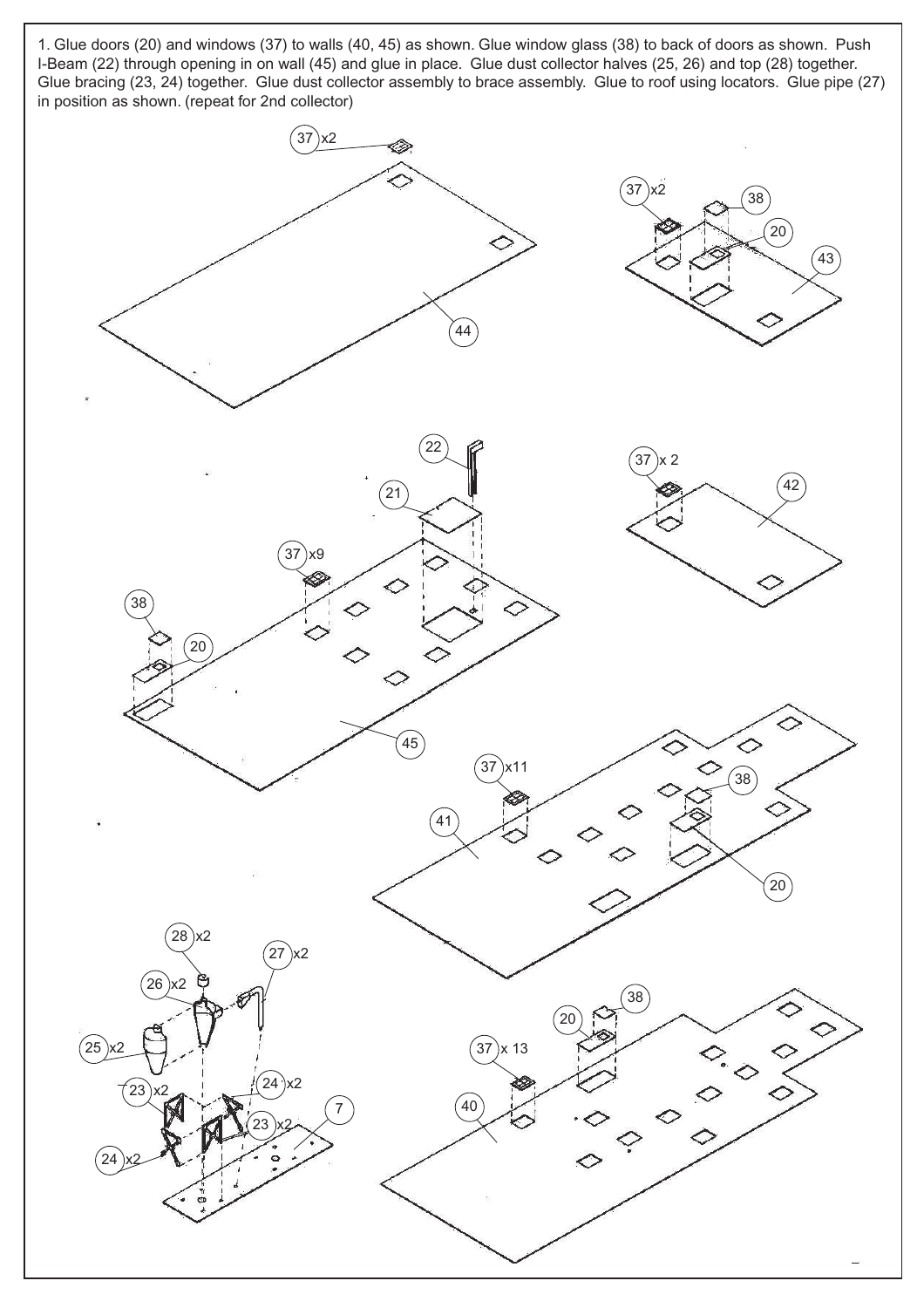1. Glue doors (20) and windows (37) to walls (40, 45) as shown. Glue window glass (38) to back of doors as shown. Push I-Beam (22) through opening in on wall (45) and glue in place. Glue dust collector halves (25, 26) and top (28) together. Glue bracing (23, 24) together. Glue dust collector assembly to brace assembly. Glue to roof using locators. Glue pipe (27) in position as shown. (repeat for 2nd collector)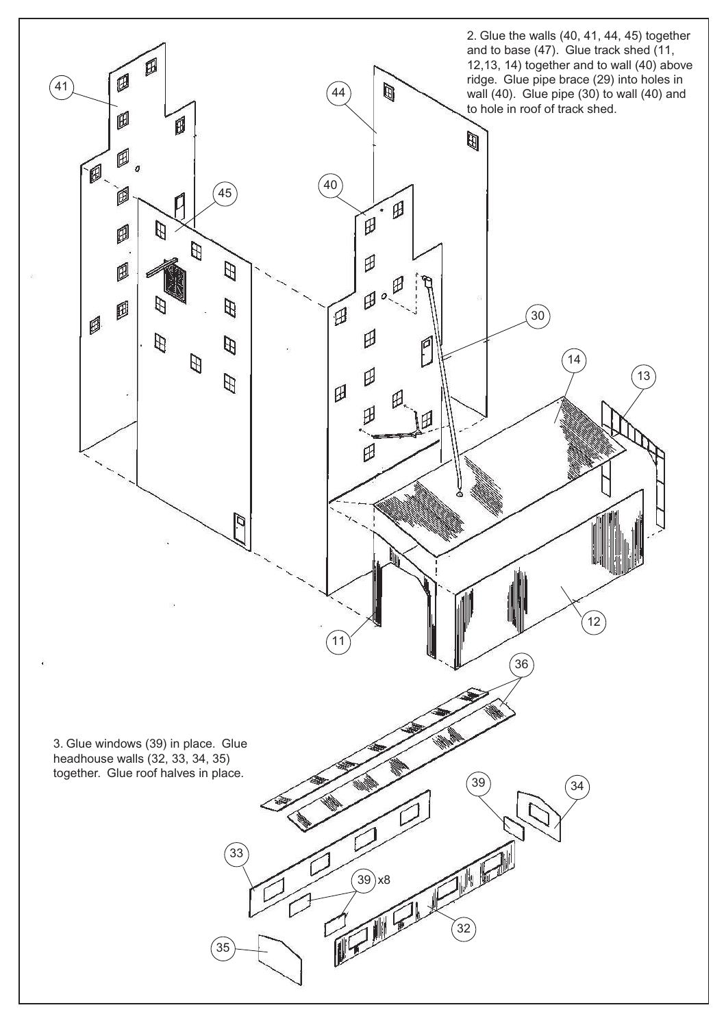2. Glue the walls (40, 41, 44, 45) together and to base (47). Glue track shed (11, 12,13, 14) together and to wall (40) above ridge. Glue pipe brace (29) into holes in wall (40). Glue pipe (30) to wall (40) and to hole in roof of track shed.

3. Glue windows (39) in place. Glue headhouse walls (32, 33, 34, 35) together. Glue roof halves in place.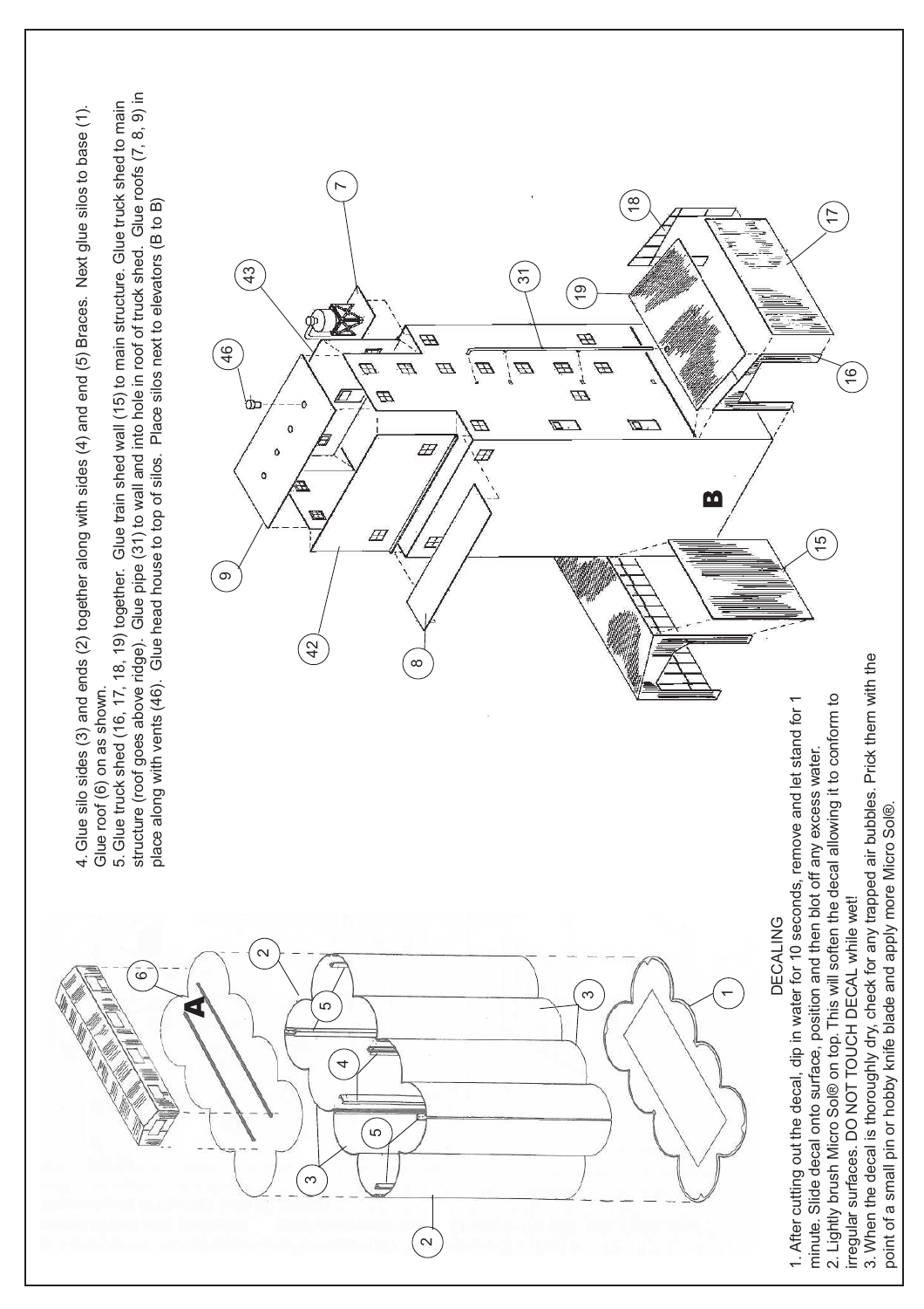4. Glue silo sides (3) and ends (2) together along with sides (4) and end (5) Braces. Next glue silos to base (1). Glue roof (6) on as shown.

5. Glue truck shed (16, 17, 18, 19) together. Glue train shed wall (15) to main structure. Glue truck shed to main structure (roof goes above ridge). Glue pipe (31) to wall and into hole in roof of truck shed. Glue roofs (7, 8, 9) in place along with vents (46). Glue head house to top of silos. Place silos next to elevators (B to B)

6 A 2 5 4 3 5 3 2 1

46 43 7 9 31 42 18 8 19 17 B 16 15

DECALING

1. After cutting out the decal, dip in water for 10 seconds, remove and let stand for 1 minute. Slide decal onto surface, position and then blot off any excess water.

2. Lightly brush Micro Sol® on top. This will soften the decal allowing it to conform to irregular surfaces. DO NOT TOUCH DECAL while wet!

3. When the decal is thoroughly dry, check for any trapped air bubbles. Prick them with the point of a small pin or hobby knife blade and apply more Micro Sol®.